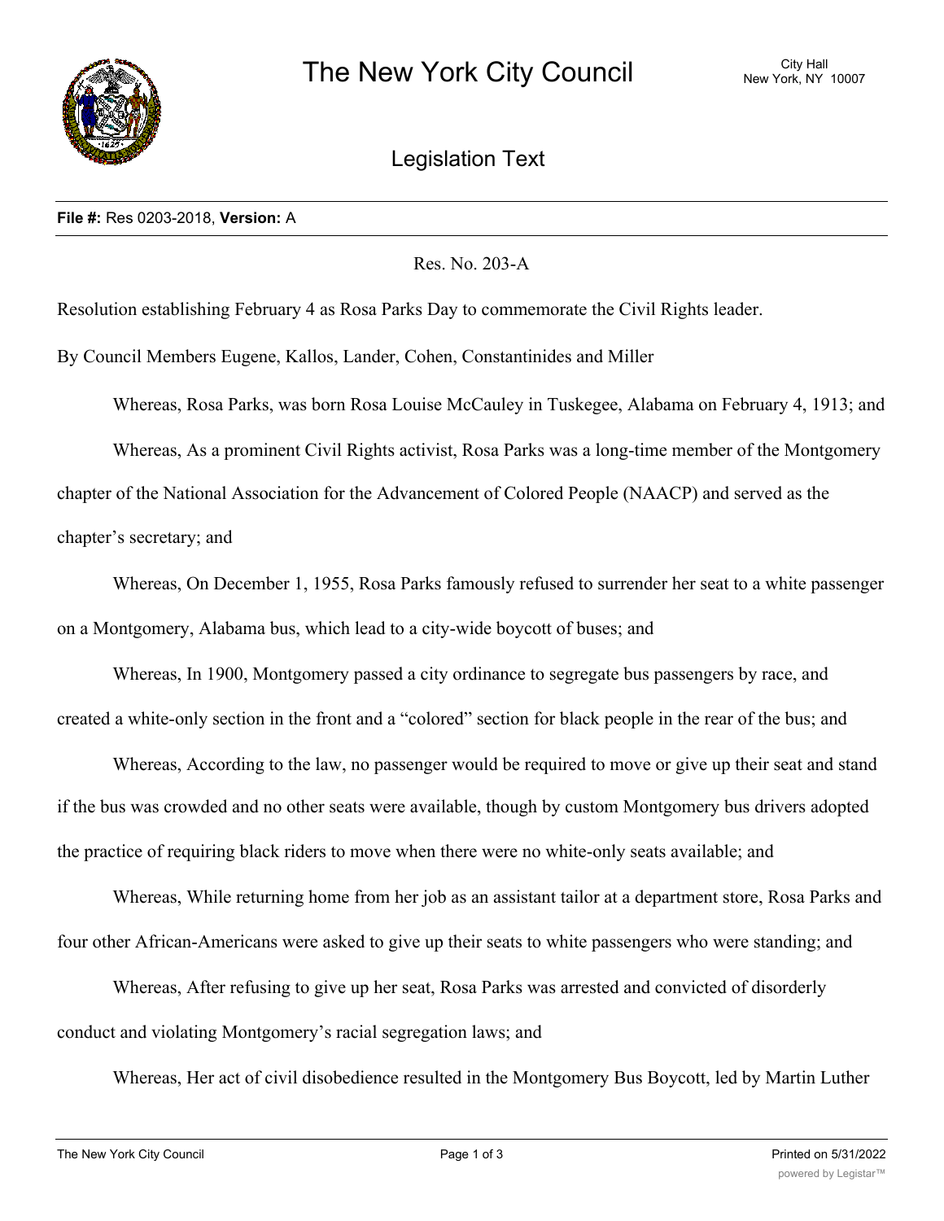**File #:** Res 0203-2018, **Version:** A

Res. No. 203-A

Resolution establishing February 4 as Rosa Parks Day to commemorate the Civil Rights leader.

By Council Members Eugene, Kallos, Lander, Cohen, Constantinides and Miller

Whereas, Rosa Parks, was born Rosa Louise McCauley in Tuskegee, Alabama on February 4, 1913; and

Whereas, As a prominent Civil Rights activist, Rosa Parks was a long-time member of the Montgomery chapter of the National Association for the Advancement of Colored People (NAACP) and served as the chapter's secretary; and

Whereas, On December 1, 1955, Rosa Parks famously refused to surrender her seat to a white passenger on a Montgomery, Alabama bus, which lead to a city-wide boycott of buses; and

Whereas, In 1900, Montgomery passed a city ordinance to segregate bus passengers by race, and created a white-only section in the front and a "colored" section for black people in the rear of the bus; and

Whereas, According to the law, no passenger would be required to move or give up their seat and stand if the bus was crowded and no other seats were available, though by custom Montgomery bus drivers adopted the practice of requiring black riders to move when there were no white-only seats available; and

Whereas, While returning home from her job as an assistant tailor at a department store, Rosa Parks and four other African-Americans were asked to give up their seats to white passengers who were standing; and

Whereas, After refusing to give up her seat, Rosa Parks was arrested and convicted of disorderly conduct and violating Montgomery's racial segregation laws; and

Whereas, Her act of civil disobedience resulted in the Montgomery Bus Boycott, led by Martin Luther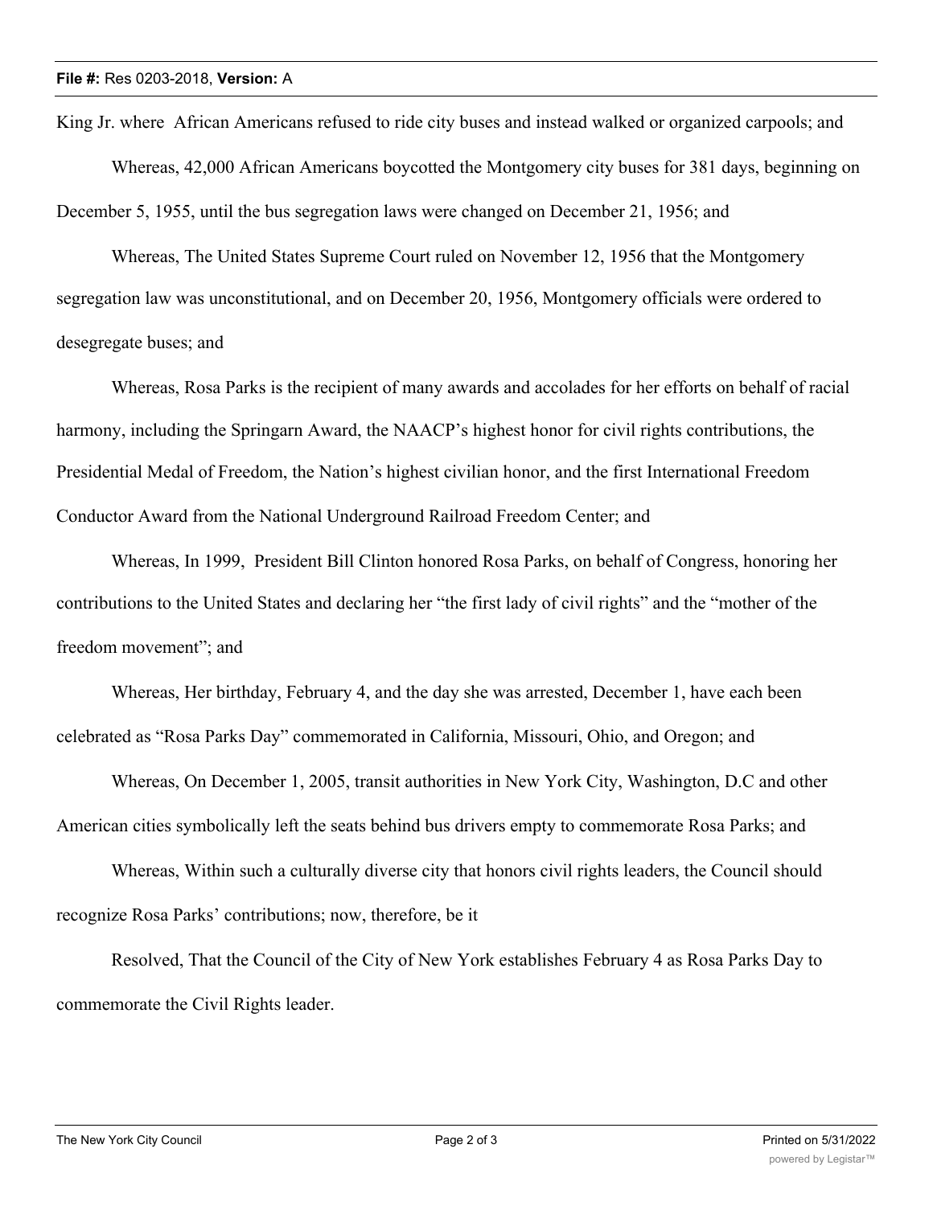King Jr. where African Americans refused to ride city buses and instead walked or organized carpools; and

Whereas, 42,000 African Americans boycotted the Montgomery city buses for 381 days, beginning on December 5, 1955, until the bus segregation laws were changed on December 21, 1956; and

Whereas, The United States Supreme Court ruled on November 12, 1956 that the Montgomery segregation law was unconstitutional, and on December 20, 1956, Montgomery officials were ordered to desegregate buses; and

Whereas, Rosa Parks is the recipient of many awards and accolades for her efforts on behalf of racial harmony, including the Springarn Award, the NAACP's highest honor for civil rights contributions, the Presidential Medal of Freedom, the Nation's highest civilian honor, and the first International Freedom Conductor Award from the National Underground Railroad Freedom Center; and

Whereas, In 1999, President Bill Clinton honored Rosa Parks, on behalf of Congress, honoring her contributions to the United States and declaring her "the first lady of civil rights" and the "mother of the freedom movement"; and

Whereas, Her birthday, February 4, and the day she was arrested, December 1, have each been celebrated as "Rosa Parks Day" commemorated in California, Missouri, Ohio, and Oregon; and

Whereas, On December 1, 2005, transit authorities in New York City, Washington, D.C and other American cities symbolically left the seats behind bus drivers empty to commemorate Rosa Parks; and

Whereas, Within such a culturally diverse city that honors civil rights leaders, the Council should recognize Rosa Parks' contributions; now, therefore, be it

Resolved, That the Council of the City of New York establishes February 4 as Rosa Parks Day to commemorate the Civil Rights leader.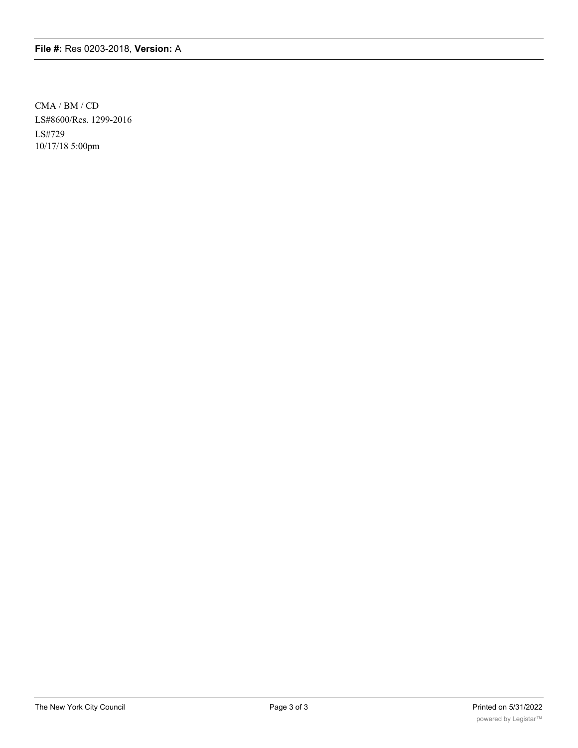CMA / BM / CD
LS#8600/Res. 1299-2016
LS#729
10/17/18 5:00pm